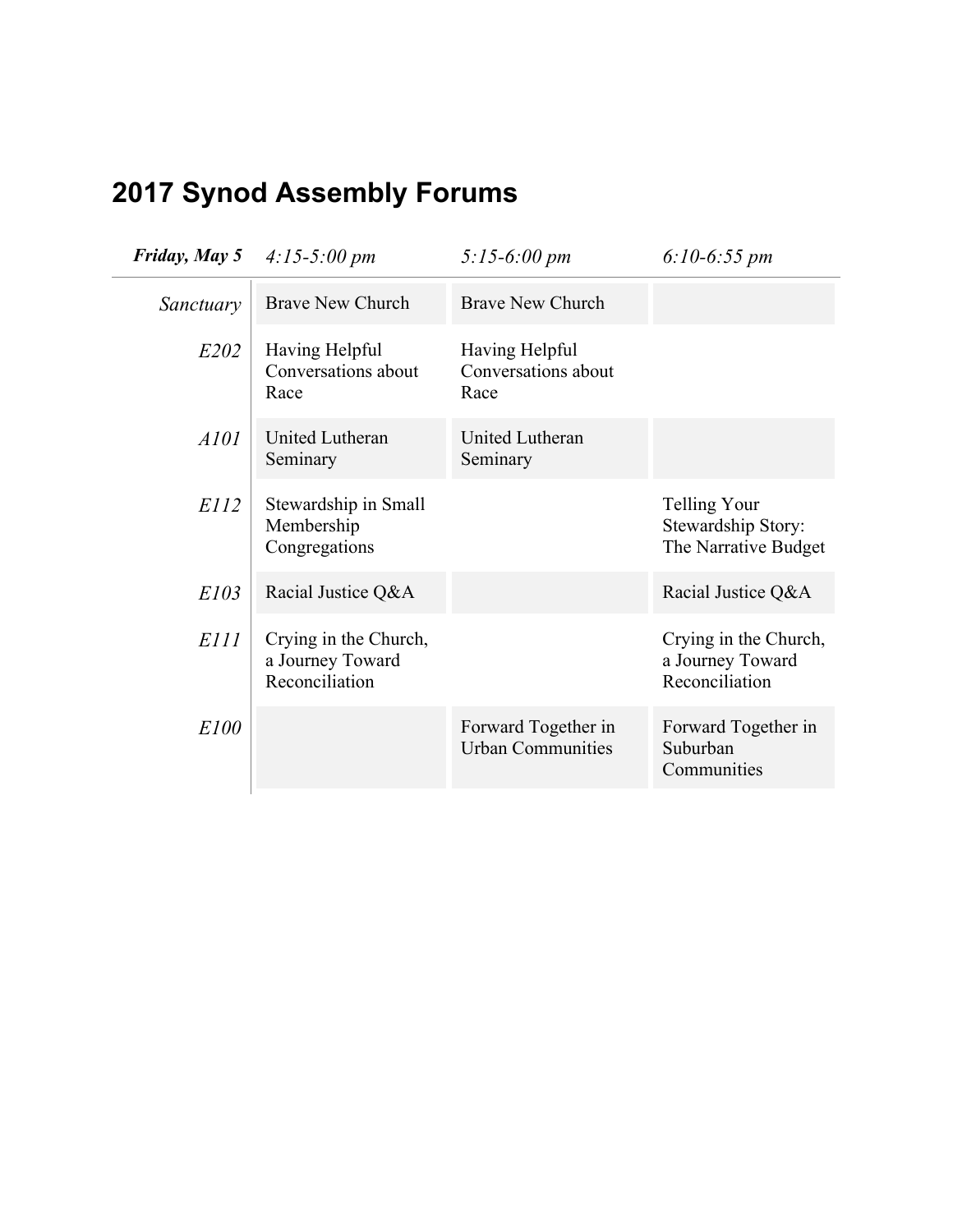# 2017 Synod Assembly Forums

| ***Friday, May 5*** | *4:15-5:00 pm* | *5:15-6:00 pm* | *6:10-6:55 pm* |
|---|---|---|---|
| *Sanctuary* | Brave New Church | Brave New Church | |
| *E202* | Having Helpful Conversations about Race | Having Helpful Conversations about Race | |
| *A101* | United Lutheran Seminary | United Lutheran Seminary | |
| *E112* | Stewardship in Small Membership Congregations | | Telling Your Stewardship Story: The Narrative Budget |
| *E103* | Racial Justice Q&A | | Racial Justice Q&A |
| *E111* | Crying in the Church, a Journey Toward Reconciliation | | Crying in the Church, a Journey Toward Reconciliation |
| *E100* | | Forward Together in Urban Communities | Forward Together in Suburban Communities |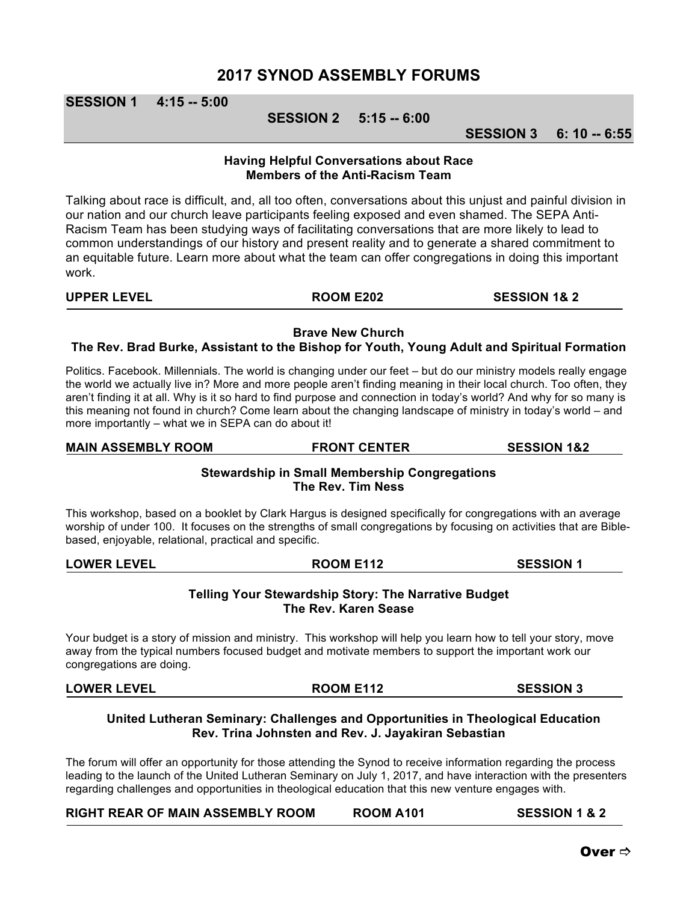# 2017 SYNOD ASSEMBLY FORUMS

**SESSION 1 4:15 -- 5:00**

**SESSION 2 5:15 -- 6:00**

**SESSION 3 6: 10 -- 6:55**

### Having Helpful Conversations about Race
**Members of the Anti-Racism Team**

Talking about race is difficult, and, all too often, conversations about this unjust and painful division in our nation and our church leave participants feeling exposed and even shamed. The SEPA Anti-Racism Team has been studying ways of facilitating conversations that are more likely to lead to common understandings of our history and present reality and to generate a shared commitment to an equitable future. Learn more about what the team can offer congregations in doing this important work.

**UPPER LEVEL | ROOM E202 | SESSION 1& 2**

### Brave New Church
**The Rev. Brad Burke, Assistant to the Bishop for Youth, Young Adult and Spiritual Formation**

Politics. Facebook. Millennials. The world is changing under our feet – but do our ministry models really engage the world we actually live in? More and more people aren't finding meaning in their local church. Too often, they aren't finding it at all. Why is it so hard to find purpose and connection in today's world? And why for so many is this meaning not found in church? Come learn about the changing landscape of ministry in today's world – and more importantly – what we in SEPA can do about it!

**MAIN ASSEMBLY ROOM | FRONT CENTER | SESSION 1&2**

### Stewardship in Small Membership Congregations
**The Rev. Tim Ness**

This workshop, based on a booklet by Clark Hargus is designed specifically for congregations with an average worship of under 100. It focuses on the strengths of small congregations by focusing on activities that are Bible-based, enjoyable, relational, practical and specific.

**LOWER LEVEL | ROOM E112 | SESSION 1**

### Telling Your Stewardship Story: The Narrative Budget
**The Rev. Karen Sease**

Your budget is a story of mission and ministry. This workshop will help you learn how to tell your story, move away from the typical numbers focused budget and motivate members to support the important work our congregations are doing.

**LOWER LEVEL | ROOM E112 | SESSION 3**

### United Lutheran Seminary: Challenges and Opportunities in Theological Education
**Rev. Trina Johnsten and Rev. J. Jayakiran Sebastian**

The forum will offer an opportunity for those attending the Synod to receive information regarding the process leading to the launch of the United Lutheran Seminary on July 1, 2017, and have interaction with the presenters regarding challenges and opportunities in theological education that this new venture engages with.

**RIGHT REAR OF MAIN ASSEMBLY ROOM | ROOM A101 | SESSION 1 & 2**

**Over ⇨**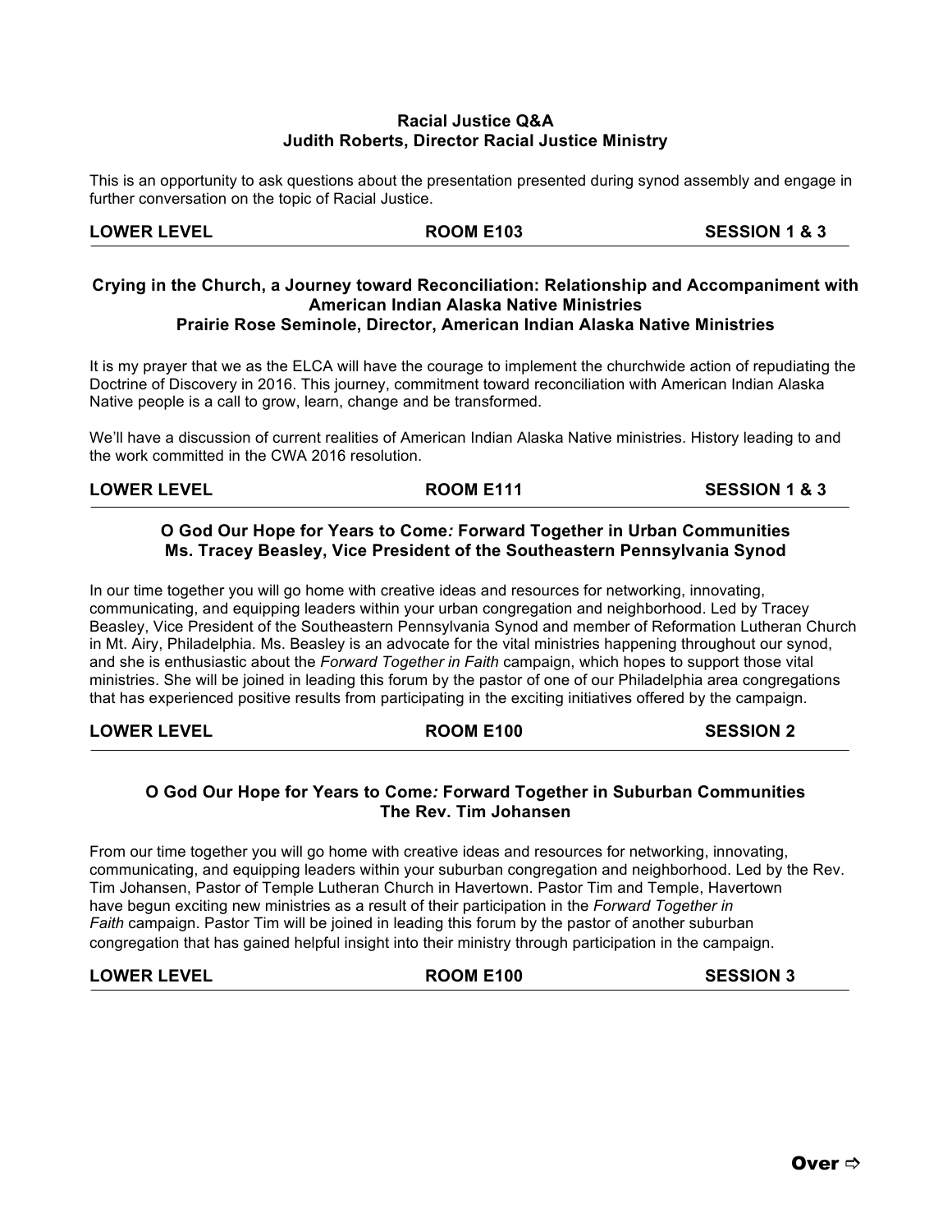**Racial Justice Q&A**
**Judith Roberts, Director Racial Justice Ministry**

This is an opportunity to ask questions about the presentation presented during synod assembly and engage in further conversation on the topic of Racial Justice.

**LOWER LEVEL** **ROOM E103** **SESSION 1 & 3**

---

**Crying in the Church, a Journey toward Reconciliation: Relationship and Accompaniment with American Indian Alaska Native Ministries**
**Prairie Rose Seminole, Director, American Indian Alaska Native Ministries**

It is my prayer that we as the ELCA will have the courage to implement the churchwide action of repudiating the Doctrine of Discovery in 2016. This journey, commitment toward reconciliation with American Indian Alaska Native people is a call to grow, learn, change and be transformed.

We'll have a discussion of current realities of American Indian Alaska Native ministries. History leading to and the work committed in the CWA 2016 resolution.

**LOWER LEVEL** **ROOM E111** **SESSION 1 & 3**

---

**O God Our Hope for Years to Come*:* Forward Together in Urban Communities**
**Ms. Tracey Beasley, Vice President of the Southeastern Pennsylvania Synod**

In our time together you will go home with creative ideas and resources for networking, innovating, communicating, and equipping leaders within your urban congregation and neighborhood. Led by Tracey Beasley, Vice President of the Southeastern Pennsylvania Synod and member of Reformation Lutheran Church in Mt. Airy, Philadelphia. Ms. Beasley is an advocate for the vital ministries happening throughout our synod, and she is enthusiastic about the *Forward Together in Faith* campaign, which hopes to support those vital ministries. She will be joined in leading this forum by the pastor of one of our Philadelphia area congregations that has experienced positive results from participating in the exciting initiatives offered by the campaign.

**LOWER LEVEL** **ROOM E100** **SESSION 2**

---

**O God Our Hope for Years to Come*:* Forward Together in Suburban Communities**
**The Rev. Tim Johansen**

From our time together you will go home with creative ideas and resources for networking, innovating, communicating, and equipping leaders within your suburban congregation and neighborhood. Led by the Rev. Tim Johansen, Pastor of Temple Lutheran Church in Havertown. Pastor Tim and Temple, Havertown have begun exciting new ministries as a result of their participation in the *Forward Together in Faith* campaign. Pastor Tim will be joined in leading this forum by the pastor of another suburban congregation that has gained helpful insight into their ministry through participation in the campaign.

**LOWER LEVEL** **ROOM E100** **SESSION 3**

---

**Over ⇨**